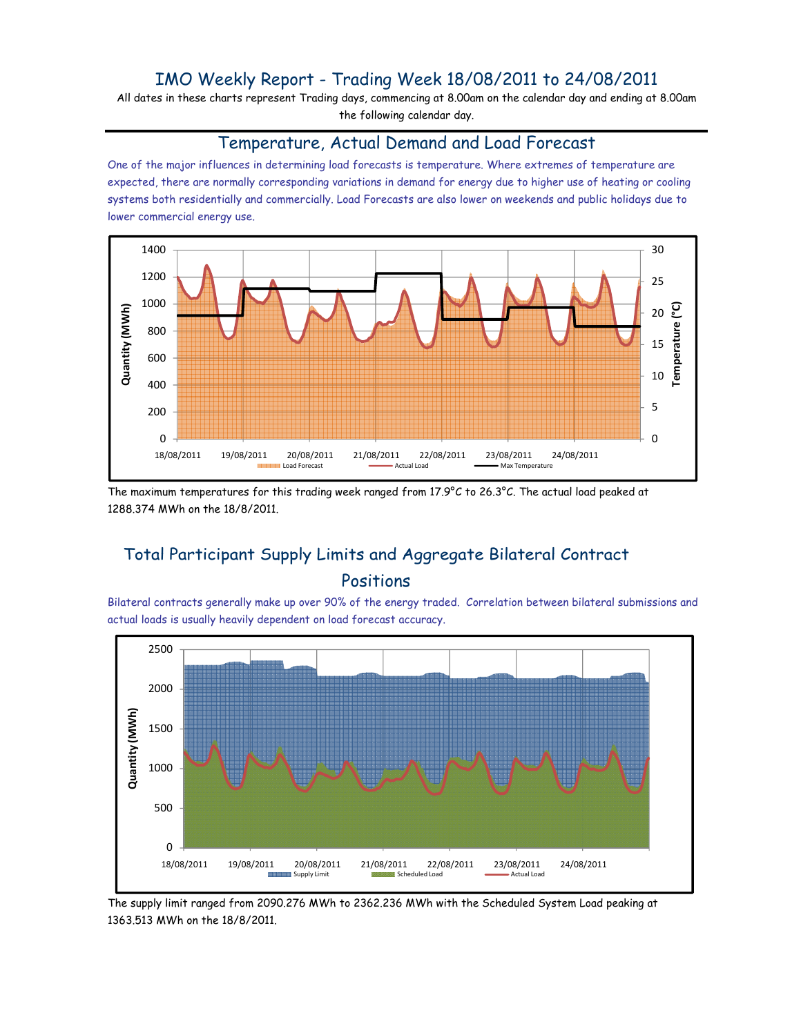# IMO Weekly Report - Trading Week 18/08/2011 to 24/08/2011

All dates in these charts represent Trading days, commencing at 8.00am on the calendar day and ending at 8.00am the following calendar day.

## Temperature, Actual Demand and Load Forecast

One of the major influences in determining load forecasts is temperature. Where extremes of temperature are expected, there are normally corresponding variations in demand for energy due to higher use of heating or cooling systems both residentially and commercially. Load Forecasts are also lower on weekends and public holidays due to lower commercial energy use.

The maximum temperatures for this trading week ranged from 17.9°C to 26.3°C. The actual load peaked at 1288.374 MWh on the 18/8/2011.

## Total Participant Supply Limits and Aggregate Bilateral Contract Positions

Bilateral contracts generally make up over 90% of the energy traded. Correlation between bilateral submissions and actual loads is usually heavily dependent on load forecast accuracy.

The supply limit ranged from 2090.276 MWh to 2362.236 MWh with the Scheduled System Load peaking at 1363.513 MWh on the 18/8/2011.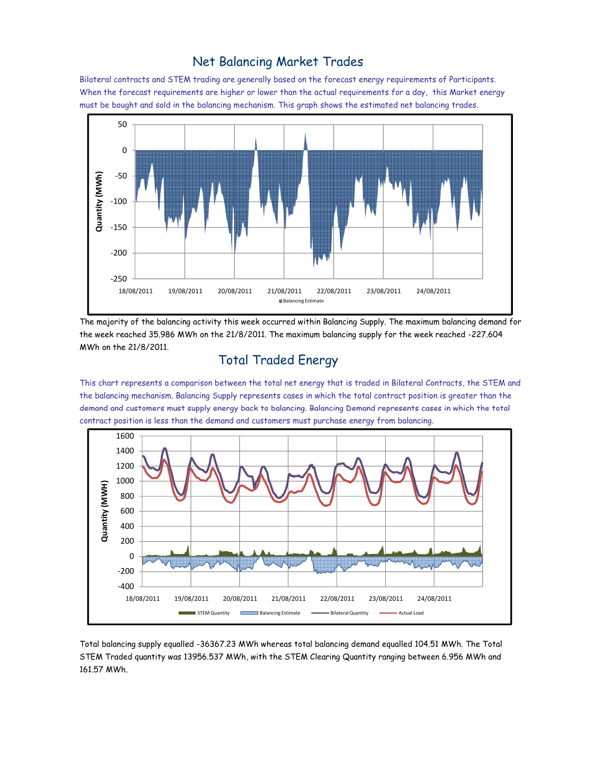## Net Balancing Market Trades

Bilateral contracts and STEM trading are generally based on the forecast energy requirements of Participants. When the forecast requirements are higher or lower than the actual requirements for a day, this Market energy must be bought and sold in the balancing mechanism. This graph shows the estimated net balancing trades.

The majority of the balancing activity this week occurred within Balancing Supply. The maximum balancing demand for the week reached 35.986 MWh on the 21/8/2011. The maximum balancing supply for the week reached -227.604 MWh on the 21/8/2011.

## Total Traded Energy

This chart represents a comparison between the total net energy that is traded in Bilateral Contracts, the STEM and the balancing mechanism. Balancing Supply represents cases in which the total contract position is greater than the demand and customers must supply energy back to balancing. Balancing Demand represents cases in which the total contract position is less than the demand and customers must purchase energy from balancing.

Total balancing supply equalled -36367.23 MWh whereas total balancing demand equalled 104.51 MWh. The Total STEM Traded quantity was 13956.537 MWh, with the STEM Clearing Quantity ranging between 6.956 MWh and 161.57 MWh.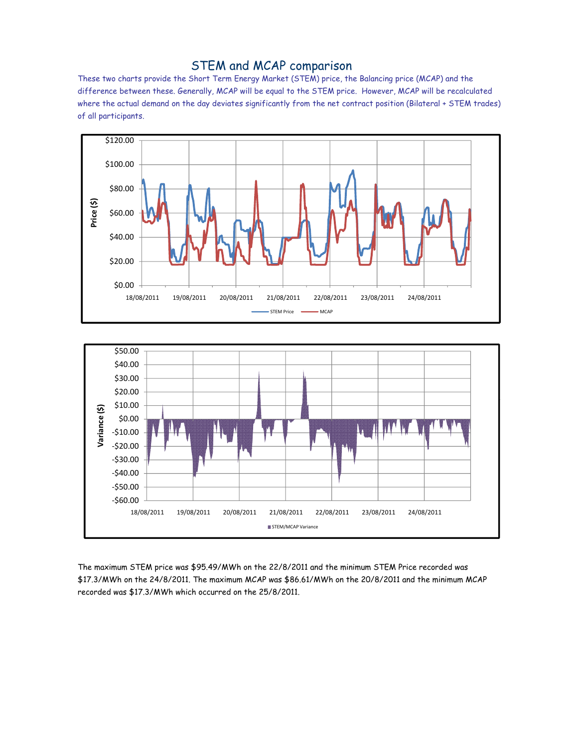# STEM and MCAP comparison

These two charts provide the Short Term Energy Market (STEM) price, the Balancing price (MCAP) and the difference between these. Generally, MCAP will be equal to the STEM price. However, MCAP will be recalculated where the actual demand on the day deviates significantly from the net contract position (Bilateral + STEM trades) of all participants.

Price ($)

$120.00
$100.00
$80.00
$60.00
$40.00
$20.00
$0.00

18/08/2011 19/08/2011 20/08/2011 21/08/2011 22/08/2011 23/08/2011 24/08/2011

STEM Price MCAP

Variance ($)

$50.00
$40.00
$30.00
$20.00
$10.00
$0.00
-$10.00
-$20.00
-$30.00
-$40.00
-$50.00
-$60.00

18/08/2011 19/08/2011 20/08/2011 21/08/2011 22/08/2011 23/08/2011 24/08/2011

STEM/MCAP Variance

The maximum STEM price was $95.49/MWh on the 22/8/2011 and the minimum STEM Price recorded was $17.3/MWh on the 24/8/2011. The maximum MCAP was $86.61/MWh on the 20/8/2011 and the minimum MCAP recorded was $17.3/MWh which occurred on the 25/8/2011.